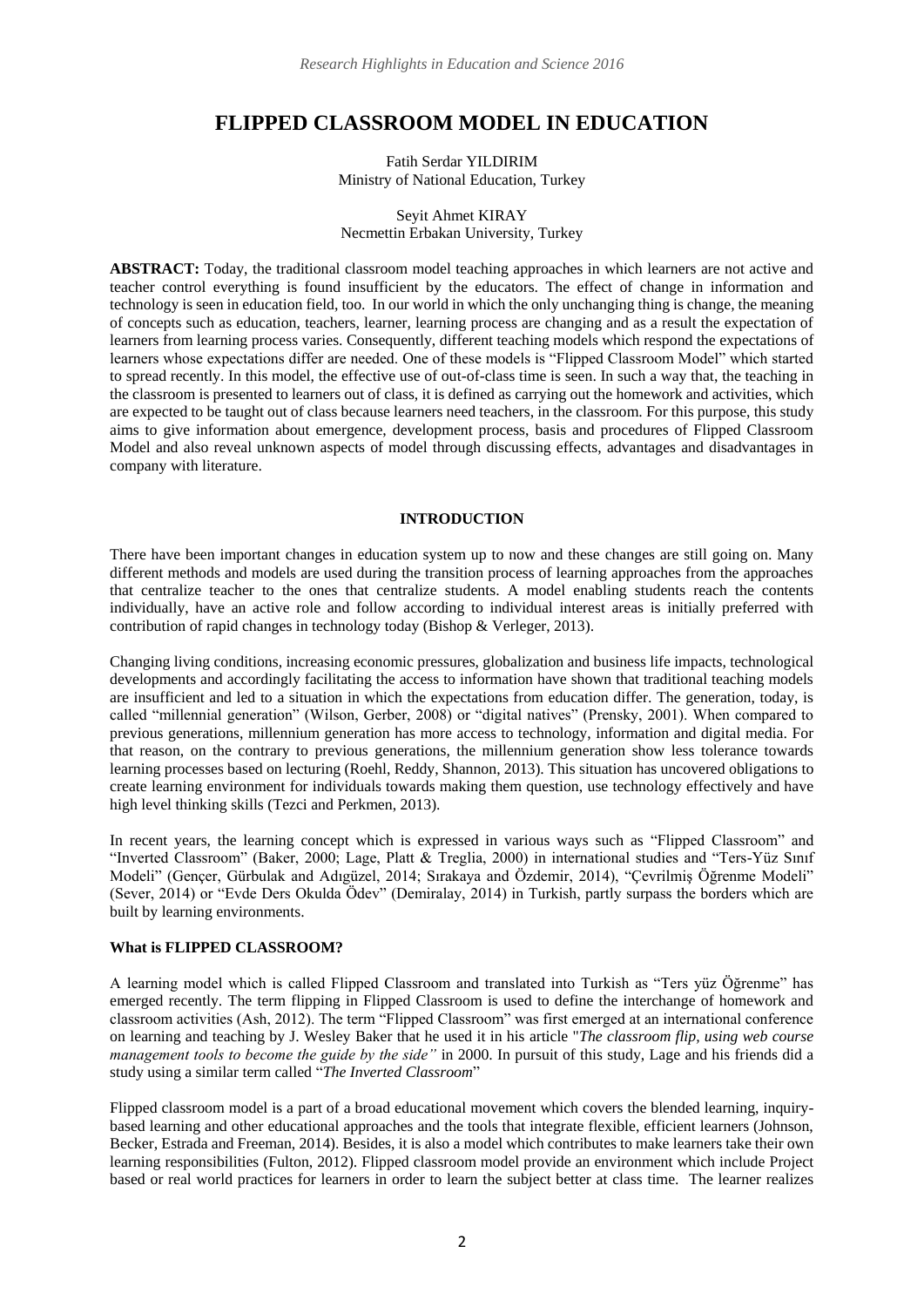# FLIPPED CLASSROOM MODEL IN EDUCATION

Fatih Serdar YILDIRIM
Ministry of National Education, Turkey

Seyit Ahmet KIRAY
Necmettin Erbakan University, Turkey

**ABSTRACT:** Today, the traditional classroom model teaching approaches in which learners are not active and teacher control everything is found insufficient by the educators. The effect of change in information and technology is seen in education field, too. In our world in which the only unchanging thing is change, the meaning of concepts such as education, teachers, learner, learning process are changing and as a result the expectation of learners from learning process varies. Consequently, different teaching models which respond the expectations of learners whose expectations differ are needed. One of these models is "Flipped Classroom Model" which started to spread recently. In this model, the effective use of out-of-class time is seen. In such a way that, the teaching in the classroom is presented to learners out of class, it is defined as carrying out the homework and activities, which are expected to be taught out of class because learners need teachers, in the classroom. For this purpose, this study aims to give information about emergence, development process, basis and procedures of Flipped Classroom Model and also reveal unknown aspects of model through discussing effects, advantages and disadvantages in company with literature.

## INTRODUCTION

There have been important changes in education system up to now and these changes are still going on. Many different methods and models are used during the transition process of learning approaches from the approaches that centralize teacher to the ones that centralize students. A model enabling students reach the contents individually, have an active role and follow according to individual interest areas is initially preferred with contribution of rapid changes in technology today (Bishop & Verleger, 2013).

Changing living conditions, increasing economic pressures, globalization and business life impacts, technological developments and accordingly facilitating the access to information have shown that traditional teaching models are insufficient and led to a situation in which the expectations from education differ. The generation, today, is called "millennial generation" (Wilson, Gerber, 2008) or "digital natives" (Prensky, 2001). When compared to previous generations, millennium generation has more access to technology, information and digital media. For that reason, on the contrary to previous generations, the millennium generation show less tolerance towards learning processes based on lecturing (Roehl, Reddy, Shannon, 2013). This situation has uncovered obligations to create learning environment for individuals towards making them question, use technology effectively and have high level thinking skills (Tezci and Perkmen, 2013).

In recent years, the learning concept which is expressed in various ways such as "Flipped Classroom" and "Inverted Classroom" (Baker, 2000; Lage, Platt & Treglia, 2000) in international studies and "Ters-Yüz Sınıf Modeli" (Gençer, Gürbulak and Adıgüzel, 2014; Sırakaya and Özdemir, 2014), "Çevrilmiş Öğrenme Modeli" (Sever, 2014) or "Evde Ders Okulda Ödev" (Demiralay, 2014) in Turkish, partly surpass the borders which are built by learning environments.

### What is FLIPPED CLASSROOM?

A learning model which is called Flipped Classroom and translated into Turkish as "Ters yüz Öğrenme" has emerged recently. The term flipping in Flipped Classroom is used to define the interchange of homework and classroom activities (Ash, 2012). The term "Flipped Classroom" was first emerged at an international conference on learning and teaching by J. Wesley Baker that he used it in his article "*The classroom flip, using web course management tools to become the guide by the side"* in 2000. In pursuit of this study, Lage and his friends did a study using a similar term called "*The Inverted Classroom*"

Flipped classroom model is a part of a broad educational movement which covers the blended learning, inquiry-based learning and other educational approaches and the tools that integrate flexible, efficient learners (Johnson, Becker, Estrada and Freeman, 2014). Besides, it is also a model which contributes to make learners take their own learning responsibilities (Fulton, 2012). Flipped classroom model provide an environment which include Project based or real world practices for learners in order to learn the subject better at class time. The learner realizes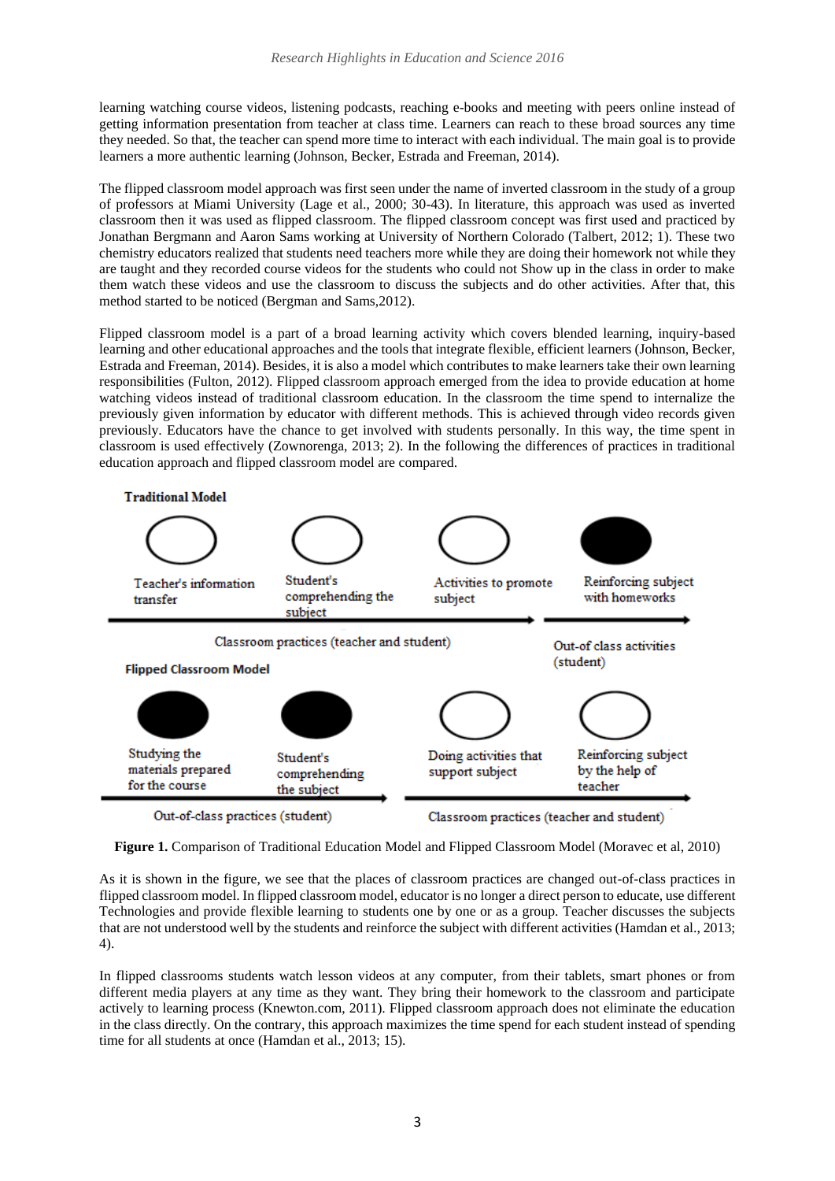learning watching course videos, listening podcasts, reaching e-books and meeting with peers online instead of getting information presentation from teacher at class time. Learners can reach to these broad sources any time they needed. So that, the teacher can spend more time to interact with each individual. The main goal is to provide learners a more authentic learning (Johnson, Becker, Estrada and Freeman, 2014).

The flipped classroom model approach was first seen under the name of inverted classroom in the study of a group of professors at Miami University (Lage et al., 2000; 30-43). In literature, this approach was used as inverted classroom then it was used as flipped classroom. The flipped classroom concept was first used and practiced by Jonathan Bergmann and Aaron Sams working at University of Northern Colorado (Talbert, 2012; 1). These two chemistry educators realized that students need teachers more while they are doing their homework not while they are taught and they recorded course videos for the students who could not Show up in the class in order to make them watch these videos and use the classroom to discuss the subjects and do other activities. After that, this method started to be noticed (Bergman and Sams,2012).

Flipped classroom model is a part of a broad learning activity which covers blended learning, inquiry-based learning and other educational approaches and the tools that integrate flexible, efficient learners (Johnson, Becker, Estrada and Freeman, 2014). Besides, it is also a model which contributes to make learners take their own learning responsibilities (Fulton, 2012). Flipped classroom approach emerged from the idea to provide education at home watching videos instead of traditional classroom education. In the classroom the time spend to internalize the previously given information by educator with different methods. This is achieved through video records given previously. Educators have the chance to get involved with students personally. In this way, the time spent in classroom is used effectively (Zownorenga, 2013; 2). In the following the differences of practices in traditional education approach and flipped classroom model are compared.

**Traditional Model**

Teacher's information transfer → Student's comprehending the subject → Activities to promote subject → Reinforcing subject with homeworks

Classroom practices (teacher and student) | Out-of class activities (student)

**Flipped Classroom Model**

Studying the materials prepared for the course → Student's comprehending the subject → Doing activities that support subject → Reinforcing subject by the help of teacher

Out-of-class practices (student) | Classroom practices (teacher and student)

**Figure 1.** Comparison of Traditional Education Model and Flipped Classroom Model (Moravec et al, 2010)

As it is shown in the figure, we see that the places of classroom practices are changed out-of-class practices in flipped classroom model. In flipped classroom model, educator is no longer a direct person to educate, use different Technologies and provide flexible learning to students one by one or as a group. Teacher discusses the subjects that are not understood well by the students and reinforce the subject with different activities (Hamdan et al., 2013; 4).

In flipped classrooms students watch lesson videos at any computer, from their tablets, smart phones or from different media players at any time as they want. They bring their homework to the classroom and participate actively to learning process (Knewton.com, 2011). Flipped classroom approach does not eliminate the education in the class directly. On the contrary, this approach maximizes the time spend for each student instead of spending time for all students at once (Hamdan et al., 2013; 15).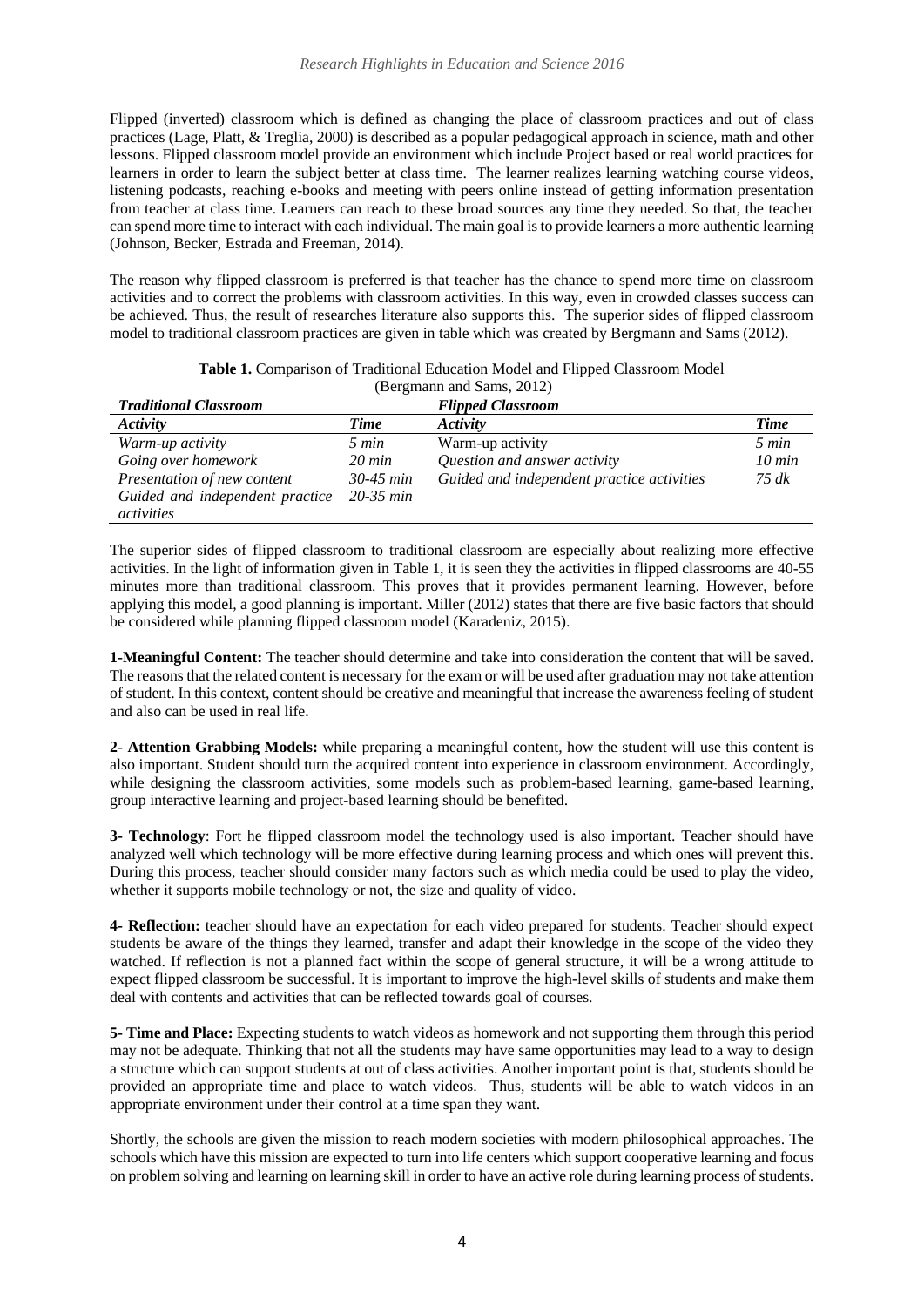Flipped (inverted) classroom which is defined as changing the place of classroom practices and out of class practices (Lage, Platt, & Treglia, 2000) is described as a popular pedagogical approach in science, math and other lessons. Flipped classroom model provide an environment which include Project based or real world practices for learners in order to learn the subject better at class time. The learner realizes learning watching course videos, listening podcasts, reaching e-books and meeting with peers online instead of getting information presentation from teacher at class time. Learners can reach to these broad sources any time they needed. So that, the teacher can spend more time to interact with each individual. The main goal is to provide learners a more authentic learning (Johnson, Becker, Estrada and Freeman, 2014).

The reason why flipped classroom is preferred is that teacher has the chance to spend more time on classroom activities and to correct the problems with classroom activities. In this way, even in crowded classes success can be achieved. Thus, the result of researches literature also supports this. The superior sides of flipped classroom model to traditional classroom practices are given in table which was created by Bergmann and Sams (2012).

**Table 1.** Comparison of Traditional Education Model and Flipped Classroom Model (Bergmann and Sams, 2012)

| ***Traditional Classroom*** | | ***Flipped Classroom*** | |
|---|---|---|---|
| ***Activity*** | ***Time*** | ***Activity*** | ***Time*** |
| *Warm-up activity* | *5 min* | Warm-up activity | *5 min* |
| *Going over homework* | *20 min* | *Question and answer activity* | *10 min* |
| *Presentation of new content* | *30-45 min* | *Guided and independent practice activities* | *75 dk* |
| *Guided and independent practice activities* | *20-35 min* | | |

The superior sides of flipped classroom to traditional classroom are especially about realizing more effective activities. In the light of information given in Table 1, it is seen they the activities in flipped classrooms are 40-55 minutes more than traditional classroom. This proves that it provides permanent learning. However, before applying this model, a good planning is important. Miller (2012) states that there are five basic factors that should be considered while planning flipped classroom model (Karadeniz, 2015).

**1-Meaningful Content:** The teacher should determine and take into consideration the content that will be saved. The reasons that the related content is necessary for the exam or will be used after graduation may not take attention of student. In this context, content should be creative and meaningful that increase the awareness feeling of student and also can be used in real life.

**2- Attention Grabbing Models:** while preparing a meaningful content, how the student will use this content is also important. Student should turn the acquired content into experience in classroom environment. Accordingly, while designing the classroom activities, some models such as problem-based learning, game-based learning, group interactive learning and project-based learning should be benefited.

**3- Technology**: Fort he flipped classroom model the technology used is also important. Teacher should have analyzed well which technology will be more effective during learning process and which ones will prevent this. During this process, teacher should consider many factors such as which media could be used to play the video, whether it supports mobile technology or not, the size and quality of video.

**4- Reflection:** teacher should have an expectation for each video prepared for students. Teacher should expect students be aware of the things they learned, transfer and adapt their knowledge in the scope of the video they watched. If reflection is not a planned fact within the scope of general structure, it will be a wrong attitude to expect flipped classroom be successful. It is important to improve the high-level skills of students and make them deal with contents and activities that can be reflected towards goal of courses.

**5- Time and Place:** Expecting students to watch videos as homework and not supporting them through this period may not be adequate. Thinking that not all the students may have same opportunities may lead to a way to design a structure which can support students at out of class activities. Another important point is that, students should be provided an appropriate time and place to watch videos. Thus, students will be able to watch videos in an appropriate environment under their control at a time span they want.

Shortly, the schools are given the mission to reach modern societies with modern philosophical approaches. The schools which have this mission are expected to turn into life centers which support cooperative learning and focus on problem solving and learning on learning skill in order to have an active role during learning process of students.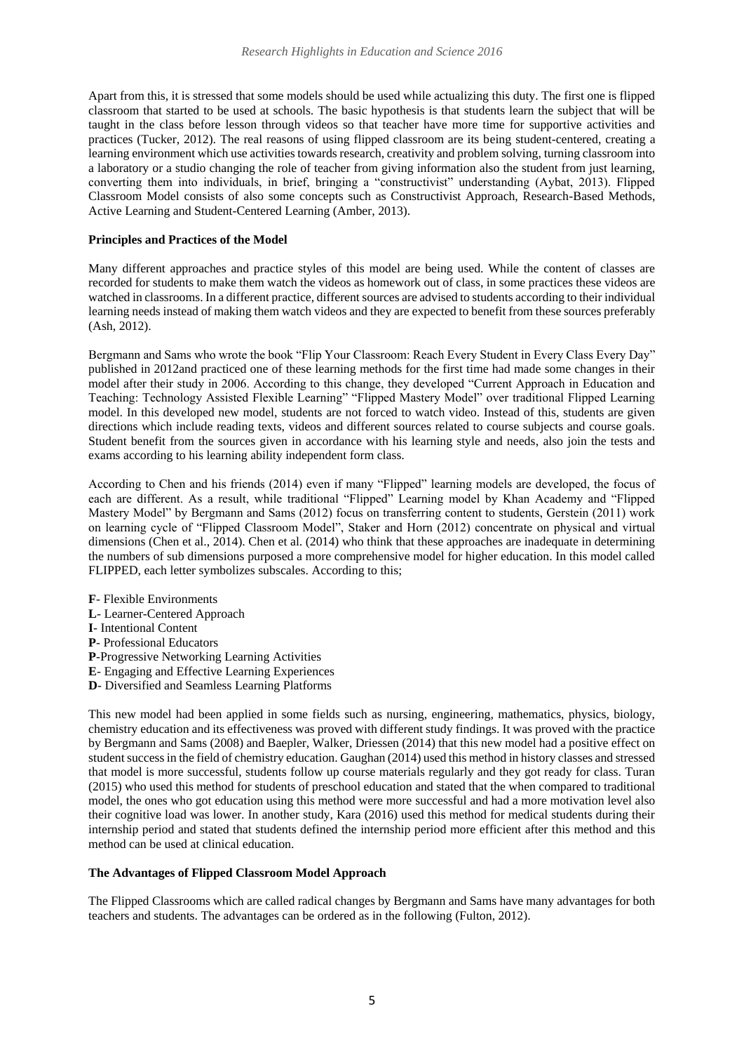Apart from this, it is stressed that some models should be used while actualizing this duty. The first one is flipped classroom that started to be used at schools. The basic hypothesis is that students learn the subject that will be taught in the class before lesson through videos so that teacher have more time for supportive activities and practices (Tucker, 2012). The real reasons of using flipped classroom are its being student-centered, creating a learning environment which use activities towards research, creativity and problem solving, turning classroom into a laboratory or a studio changing the role of teacher from giving information also the student from just learning, converting them into individuals, in brief, bringing a "constructivist" understanding (Aybat, 2013). Flipped Classroom Model consists of also some concepts such as Constructivist Approach, Research-Based Methods, Active Learning and Student-Centered Learning (Amber, 2013).

**Principles and Practices of the Model**

Many different approaches and practice styles of this model are being used. While the content of classes are recorded for students to make them watch the videos as homework out of class, in some practices these videos are watched in classrooms. In a different practice, different sources are advised to students according to their individual learning needs instead of making them watch videos and they are expected to benefit from these sources preferably (Ash, 2012).

Bergmann and Sams who wrote the book "Flip Your Classroom: Reach Every Student in Every Class Every Day" published in 2012and practiced one of these learning methods for the first time had made some changes in their model after their study in 2006. According to this change, they developed "Current Approach in Education and Teaching: Technology Assisted Flexible Learning" "Flipped Mastery Model" over traditional Flipped Learning model. In this developed new model, students are not forced to watch video. Instead of this, students are given directions which include reading texts, videos and different sources related to course subjects and course goals. Student benefit from the sources given in accordance with his learning style and needs, also join the tests and exams according to his learning ability independent form class.

According to Chen and his friends (2014) even if many "Flipped" learning models are developed, the focus of each are different. As a result, while traditional "Flipped" Learning model by Khan Academy and "Flipped Mastery Model" by Bergmann and Sams (2012) focus on transferring content to students, Gerstein (2011) work on learning cycle of "Flipped Classroom Model", Staker and Horn (2012) concentrate on physical and virtual dimensions (Chen et al., 2014). Chen et al. (2014) who think that these approaches are inadequate in determining the numbers of sub dimensions purposed a more comprehensive model for higher education. In this model called FLIPPED, each letter symbolizes subscales. According to this;

**F**- Flexible Environments
**L**- Learner-Centered Approach
**I**- Intentional Content
**P**- Professional Educators
**P**-Progressive Networking Learning Activities
**E**- Engaging and Effective Learning Experiences
**D**- Diversified and Seamless Learning Platforms

This new model had been applied in some fields such as nursing, engineering, mathematics, physics, biology, chemistry education and its effectiveness was proved with different study findings. It was proved with the practice by Bergmann and Sams (2008) and Baepler, Walker, Driessen (2014) that this new model had a positive effect on student success in the field of chemistry education. Gaughan (2014) used this method in history classes and stressed that model is more successful, students follow up course materials regularly and they got ready for class. Turan (2015) who used this method for students of preschool education and stated that the when compared to traditional model, the ones who got education using this method were more successful and had a more motivation level also their cognitive load was lower. In another study, Kara (2016) used this method for medical students during their internship period and stated that students defined the internship period more efficient after this method and this method can be used at clinical education.

**The Advantages of Flipped Classroom Model Approach**

The Flipped Classrooms which are called radical changes by Bergmann and Sams have many advantages for both teachers and students. The advantages can be ordered as in the following (Fulton, 2012).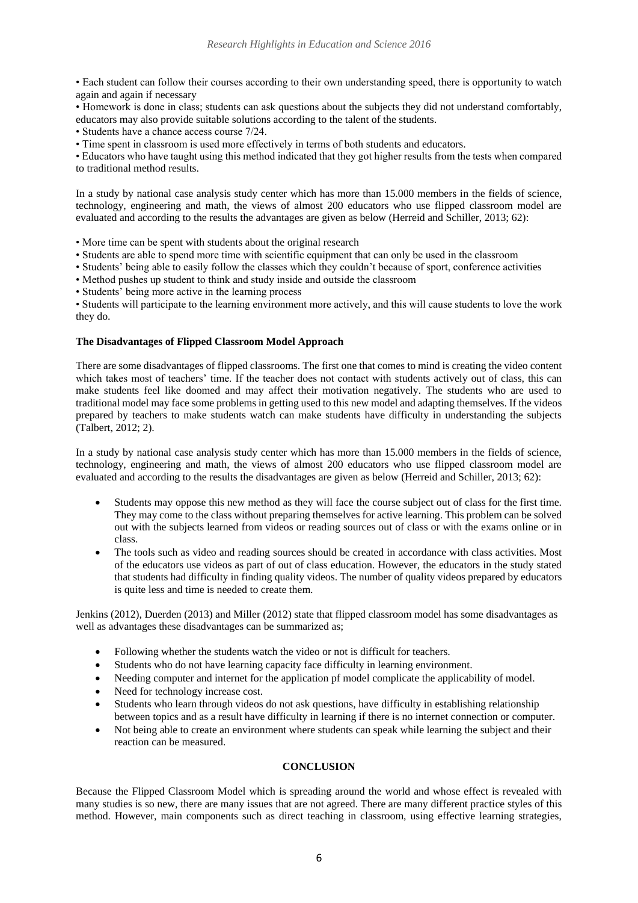• Each student can follow their courses according to their own understanding speed, there is opportunity to watch again and again if necessary

• Homework is done in class; students can ask questions about the subjects they did not understand comfortably, educators may also provide suitable solutions according to the talent of the students.

• Students have a chance access course 7/24.

• Time spent in classroom is used more effectively in terms of both students and educators.

• Educators who have taught using this method indicated that they got higher results from the tests when compared to traditional method results.

In a study by national case analysis study center which has more than 15.000 members in the fields of science, technology, engineering and math, the views of almost 200 educators who use flipped classroom model are evaluated and according to the results the advantages are given as below (Herreid and Schiller, 2013; 62):

• More time can be spent with students about the original research

• Students are able to spend more time with scientific equipment that can only be used in the classroom

• Students' being able to easily follow the classes which they couldn't because of sport, conference activities

• Method pushes up student to think and study inside and outside the classroom

• Students' being more active in the learning process

• Students will participate to the learning environment more actively, and this will cause students to love the work they do.

**The Disadvantages of Flipped Classroom Model Approach**

There are some disadvantages of flipped classrooms. The first one that comes to mind is creating the video content which takes most of teachers' time. If the teacher does not contact with students actively out of class, this can make students feel like doomed and may affect their motivation negatively. The students who are used to traditional model may face some problems in getting used to this new model and adapting themselves. If the videos prepared by teachers to make students watch can make students have difficulty in understanding the subjects (Talbert, 2012; 2).

In a study by national case analysis study center which has more than 15.000 members in the fields of science, technology, engineering and math, the views of almost 200 educators who use flipped classroom model are evaluated and according to the results the disadvantages are given as below (Herreid and Schiller, 2013; 62):

- Students may oppose this new method as they will face the course subject out of class for the first time. They may come to the class without preparing themselves for active learning. This problem can be solved out with the subjects learned from videos or reading sources out of class or with the exams online or in class.
- The tools such as video and reading sources should be created in accordance with class activities. Most of the educators use videos as part of out of class education. However, the educators in the study stated that students had difficulty in finding quality videos. The number of quality videos prepared by educators is quite less and time is needed to create them.

Jenkins (2012), Duerden (2013) and Miller (2012) state that flipped classroom model has some disadvantages as well as advantages these disadvantages can be summarized as;

- Following whether the students watch the video or not is difficult for teachers.
- Students who do not have learning capacity face difficulty in learning environment.
- Needing computer and internet for the application pf model complicate the applicability of model.
- Need for technology increase cost.
- Students who learn through videos do not ask questions, have difficulty in establishing relationship between topics and as a result have difficulty in learning if there is no internet connection or computer.
- Not being able to create an environment where students can speak while learning the subject and their reaction can be measured.

## CONCLUSION

Because the Flipped Classroom Model which is spreading around the world and whose effect is revealed with many studies is so new, there are many issues that are not agreed. There are many different practice styles of this method. However, main components such as direct teaching in classroom, using effective learning strategies,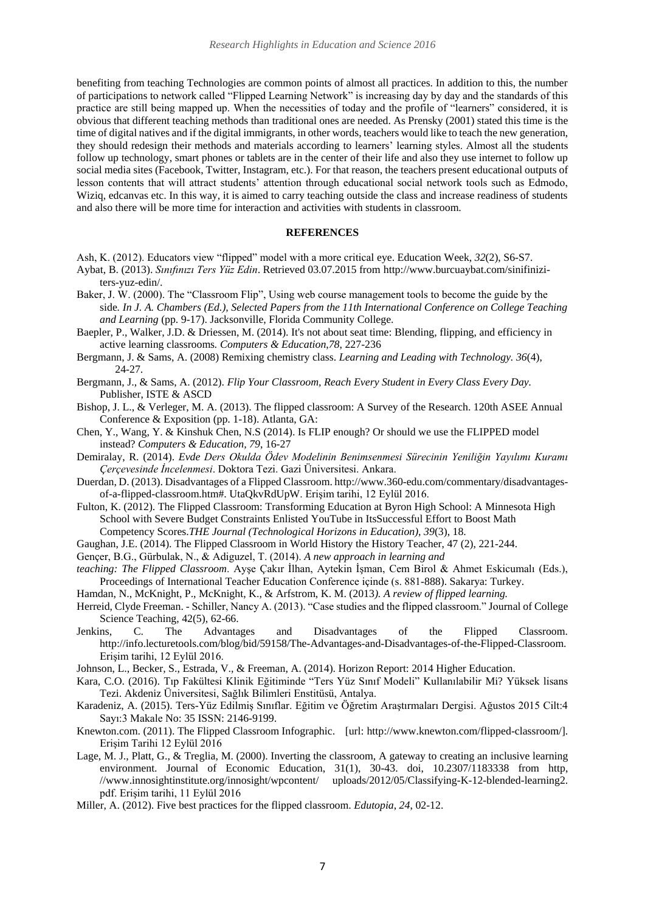benefiting from teaching Technologies are common points of almost all practices. In addition to this, the number of participations to network called "Flipped Learning Network" is increasing day by day and the standards of this practice are still being mapped up. When the necessities of today and the profile of "learners" considered, it is obvious that different teaching methods than traditional ones are needed. As Prensky (2001) stated this time is the time of digital natives and if the digital immigrants, in other words, teachers would like to teach the new generation, they should redesign their methods and materials according to learners' learning styles. Almost all the students follow up technology, smart phones or tablets are in the center of their life and also they use internet to follow up social media sites (Facebook, Twitter, Instagram, etc.). For that reason, the teachers present educational outputs of lesson contents that will attract students' attention through educational social network tools such as Edmodo, Wiziq, edcanvas etc. In this way, it is aimed to carry teaching outside the class and increase readiness of students and also there will be more time for interaction and activities with students in classroom.

## REFERENCES

Ash, K. (2012). Educators view "flipped" model with a more critical eye. Education Week, *32*(2), S6-S7.

Aybat, B. (2013). *Sınıfınızı Ters Yüz Edin*. Retrieved 03.07.2015 from http://www.burcuaybat.com/sinifinizi-ters-yuz-edin/.

Baker, J. W. (2000). The "Classroom Flip", Using web course management tools to become the guide by the side*. In J. A. Chambers (Ed.), Selected Papers from the 11th International Conference on College Teaching and Learning* (pp. 9-17). Jacksonville, Florida Community College.

Baepler, P., Walker, J.D. & Driessen, M. (2014). It's not about seat time: Blending, flipping, and efficiency in active learning classrooms*. Computers & Education,78*, 227-236

Bergmann, J. & Sams, A. (2008) Remixing chemistry class. *Learning and Leading with Technology. 36*(4), 24-27.

Bergmann, J., & Sams, A. (2012). *Flip Your Classroom, Reach Every Student in Every Class Every Day*. Publisher, ISTE & ASCD

Bishop, J. L., & Verleger, M. A. (2013). The flipped classroom: A Survey of the Research. 120th ASEE Annual Conference & Exposition (pp. 1-18). Atlanta, GA:

Chen, Y., Wang, Y. & Kinshuk Chen, N.S (2014). Is FLIP enough? Or should we use the FLIPPED model instead? *Computers & Education, 79*, 16-27

Demiralay, R. (2014). *Evde Ders Okulda Ödev Modelinin Benimsenmesi Sürecinin Yeniliğin Yayılımı Kuramı Çerçevesinde İncelenmesi*. Doktora Tezi. Gazi Üniversitesi. Ankara.

Duerdan, D. (2013). Disadvantages of a Flipped Classroom. http://www.360-edu.com/commentary/disadvantages-of-a-flipped-classroom.htm#. UtaQkvRdUpW. Erişim tarihi, 12 Eylül 2016.

Fulton, K. (2012). The Flipped Classroom: Transforming Education at Byron High School: A Minnesota High School with Severe Budget Constraints Enlisted YouTube in ItsSuccessful Effort to Boost Math Competency Scores.*THE Journal (Technological Horizons in Education)*, *39*(3), 18.

Gaughan, J.E. (2014). The Flipped Classroom in World History the History Teacher, 47 (2), 221-244.

Gençer, B.G., Gürbulak, N., & Adiguzel, T. (2014). *A new approach in learning and teaching: The Flipped Classroom*. Ayşe Çakır İlhan, Aytekin İşman, Cem Birol & Ahmet Eskicumalı (Eds.), Proceedings of International Teacher Education Conference içinde (s. 881-888). Sakarya: Turkey.

Hamdan, N., McKnight, P., McKnight, K., & Arfstrom, K. M. (2013*). A review of flipped learning.*

Herreid, Clyde Freeman. - Schiller, Nancy A. (2013). "Case studies and the flipped classroom." Journal of College Science Teaching, 42(5), 62-66.

Jenkins, C. The Advantages and Disadvantages of the Flipped Classroom. http://info.lecturetools.com/blog/bid/59158/The-Advantages-and-Disadvantages-of-the-Flipped-Classroom. Erişim tarihi, 12 Eylül 2016.

Johnson, L., Becker, S., Estrada, V., & Freeman, A. (2014). Horizon Report: 2014 Higher Education.

Kara, C.O. (2016). Tıp Fakültesi Klinik Eğitiminde "Ters Yüz Sınıf Modeli" Kullanılabilir Mi? Yüksek lisans Tezi. Akdeniz Üniversitesi, Sağlık Bilimleri Enstitüsü, Antalya.

Karadeniz, A. (2015). Ters-Yüz Edilmiş Sınıflar. Eğitim ve Öğretim Araştırmaları Dergisi. Ağustos 2015 Cilt:4 Sayı:3 Makale No: 35 ISSN: 2146-9199.

Knewton.com. (2011). The Flipped Classroom Infographic. [url: http://www.knewton.com/flipped-classroom/]. Erişim Tarihi 12 Eylül 2016

Lage, M. J., Platt, G., & Treglia, M. (2000). Inverting the classroom, A gateway to creating an inclusive learning environment. Journal of Economic Education, 31(1), 30-43. doi, 10.2307/1183338 from http, //www.innosightinstitute.org/innosight/wpcontent/ uploads/2012/05/Classifying-K-12-blended-learning2. pdf. Erişim tarihi, 11 Eylül 2016

Miller, A. (2012). Five best practices for the flipped classroom. *Edutopia*, *24*, 02-12.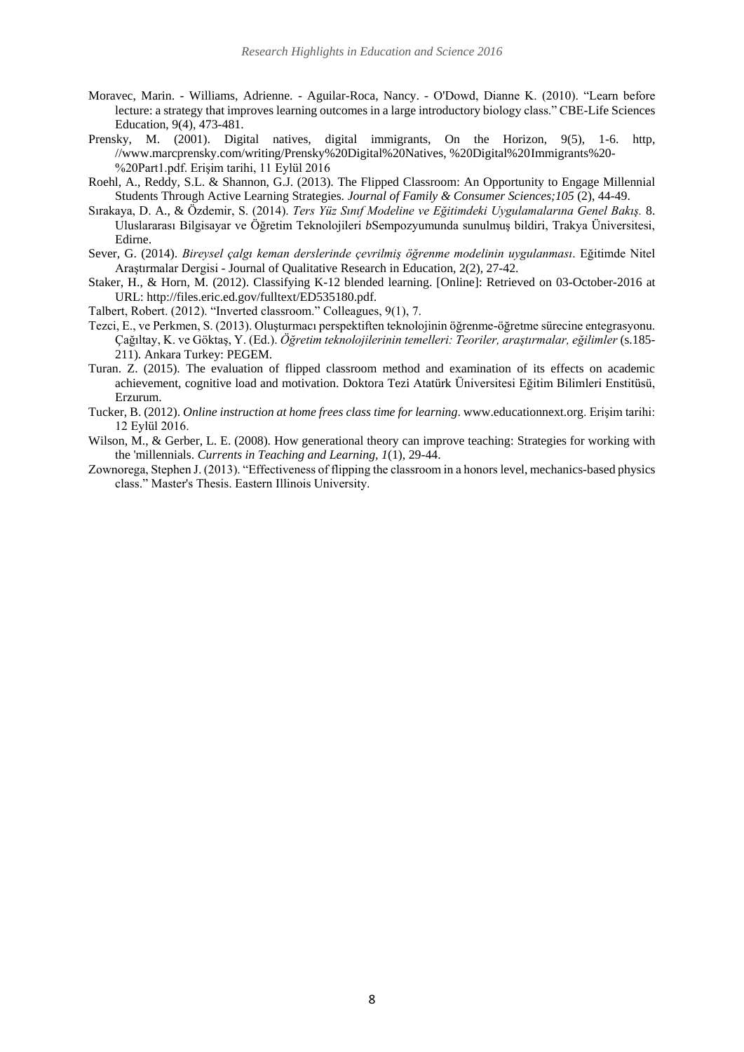Moravec, Marin. - Williams, Adrienne. - Aguilar-Roca, Nancy. - O'Dowd, Dianne K. (2010). "Learn before lecture: a strategy that improves learning outcomes in a large introductory biology class." CBE-Life Sciences Education, 9(4), 473-481.

Prensky, M. (2001). Digital natives, digital immigrants, On the Horizon, 9(5), 1-6. http, //www.marcprensky.com/writing/Prensky%20Digital%20Natives, %20Digital%20Immigrants%20-%20Part1.pdf. Erişim tarihi, 11 Eylül 2016

Roehl, A., Reddy, S.L. & Shannon, G.J. (2013). The Flipped Classroom: An Opportunity to Engage Millennial Students Through Active Learning Strategies. *Journal of Family & Consumer Sciences;105* (2), 44-49.

Sırakaya, D. A., & Özdemir, S. (2014). *Ters Yüz Sınıf Modeline ve Eğitimdeki Uygulamalarına Genel Bakış.* 8. Uluslararası Bilgisayar ve Öğretim Teknolojileri *b*Sempozyumunda sunulmuş bildiri, Trakya Üniversitesi, Edirne.

Sever, G. (2014). *Bireysel çalgı keman derslerinde çevrilmiş öğrenme modelinin uygulanması*. Eğitimde Nitel Araştırmalar Dergisi - Journal of Qualitative Research in Education, 2(2), 27-42.

Staker, H., & Horn, M. (2012). Classifying K-12 blended learning. [Online]: Retrieved on 03-October-2016 at URL: http://files.eric.ed.gov/fulltext/ED535180.pdf.

Talbert, Robert. (2012). "Inverted classroom." Colleagues, 9(1), 7.

Tezci, E., ve Perkmen, S. (2013). Oluşturmacı perspektiften teknolojinin öğrenme-öğretme sürecine entegrasyonu. Çağıltay, K. ve Göktaş, Y. (Ed.). *Öğretim teknolojilerinin temelleri: Teoriler, araştırmalar, eğilimler* (s.185-211). Ankara Turkey: PEGEM.

Turan. Z. (2015). The evaluation of flipped classroom method and examination of its effects on academic achievement, cognitive load and motivation. Doktora Tezi Atatürk Üniversitesi Eğitim Bilimleri Enstitüsü, Erzurum.

Tucker, B. (2012). *Online instruction at home frees class time for learning*. www.educationnext.org. Erişim tarihi: 12 Eylül 2016.

Wilson, M., & Gerber, L. E. (2008). How generational theory can improve teaching: Strategies for working with the 'millennials. *Currents in Teaching and Learning, 1*(1), 29-44.

Zownorega, Stephen J. (2013). "Effectiveness of flipping the classroom in a honors level, mechanics-based physics class." Master's Thesis. Eastern Illinois University.